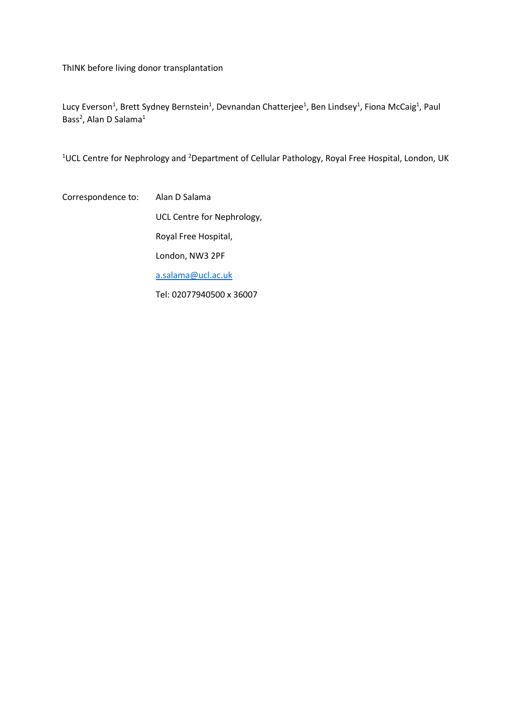# ThINK before living donor transplantation

Lucy Everson[1], Brett Sydney Bernstein[1], Devnandan Chatterjee[1], Ben Lindsey[1], Fiona McCaig[1], Paul Bass[2], Alan D Salama[1]

[1]UCL Centre for Nephrology and [2]Department of Cellular Pathology, Royal Free Hospital, London, UK

Correspondence to: Alan D Salama

UCL Centre for Nephrology,

Royal Free Hospital,

London, NW3 2PF

a.salama@ucl.ac.uk

Tel: 02077940500 x 36007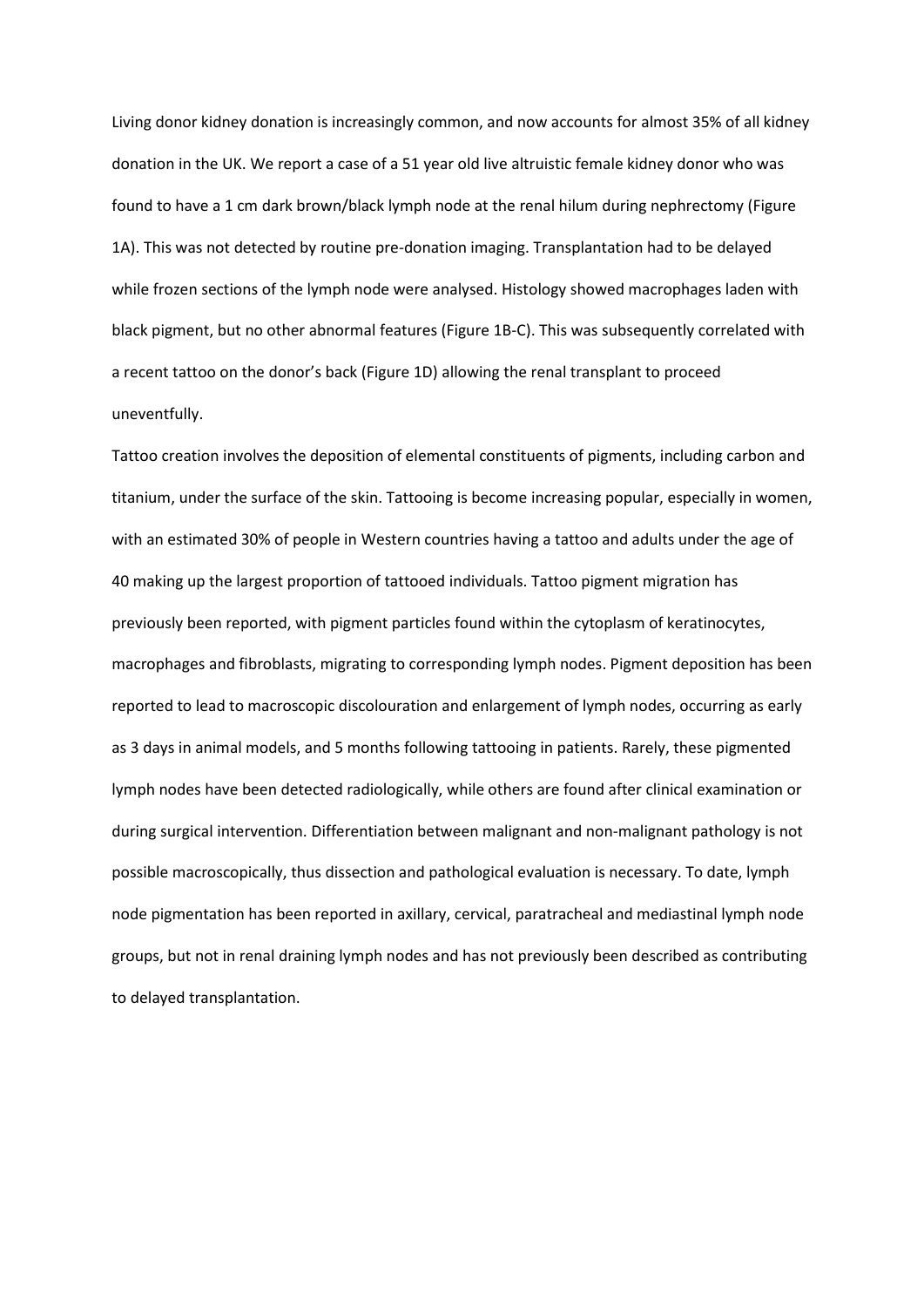Living donor kidney donation is increasingly common, and now accounts for almost 35% of all kidney donation in the UK. We report a case of a 51 year old live altruistic female kidney donor who was found to have a 1 cm dark brown/black lymph node at the renal hilum during nephrectomy (Figure 1A). This was not detected by routine pre-donation imaging. Transplantation had to be delayed while frozen sections of the lymph node were analysed. Histology showed macrophages laden with black pigment, but no other abnormal features (Figure 1B-C). This was subsequently correlated with a recent tattoo on the donor's back (Figure 1D) allowing the renal transplant to proceed uneventfully.

Tattoo creation involves the deposition of elemental constituents of pigments, including carbon and titanium, under the surface of the skin. Tattooing is become increasing popular, especially in women, with an estimated 30% of people in Western countries having a tattoo and adults under the age of 40 making up the largest proportion of tattooed individuals. Tattoo pigment migration has previously been reported, with pigment particles found within the cytoplasm of keratinocytes, macrophages and fibroblasts, migrating to corresponding lymph nodes. Pigment deposition has been reported to lead to macroscopic discolouration and enlargement of lymph nodes, occurring as early as 3 days in animal models, and 5 months following tattooing in patients. Rarely, these pigmented lymph nodes have been detected radiologically, while others are found after clinical examination or during surgical intervention. Differentiation between malignant and non-malignant pathology is not possible macroscopically, thus dissection and pathological evaluation is necessary. To date, lymph node pigmentation has been reported in axillary, cervical, paratracheal and mediastinal lymph node groups, but not in renal draining lymph nodes and has not previously been described as contributing to delayed transplantation.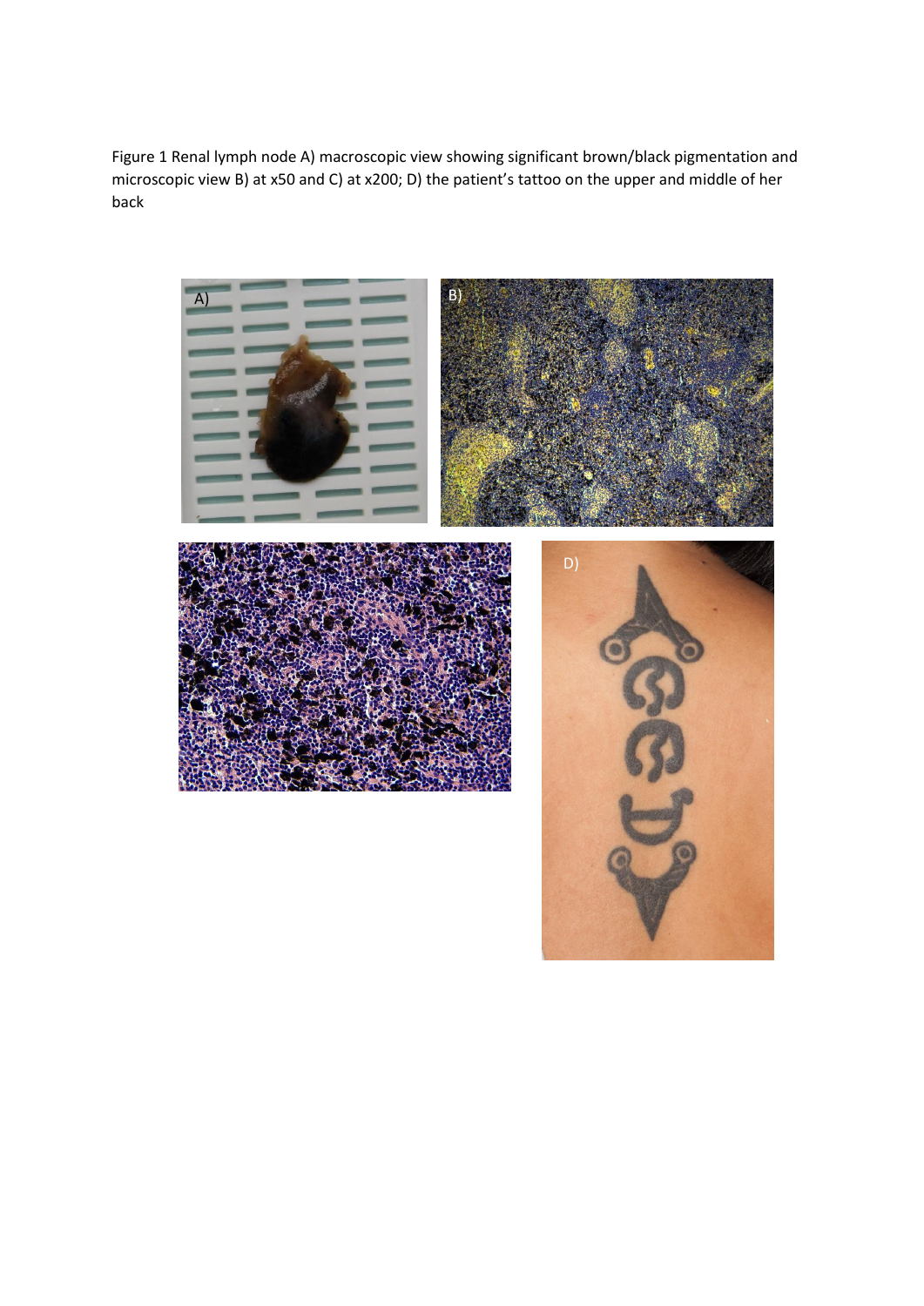Figure 1 Renal lymph node A) macroscopic view showing significant brown/black pigmentation and microscopic view B) at x50 and C) at x200; D) the patient's tattoo on the upper and middle of her back